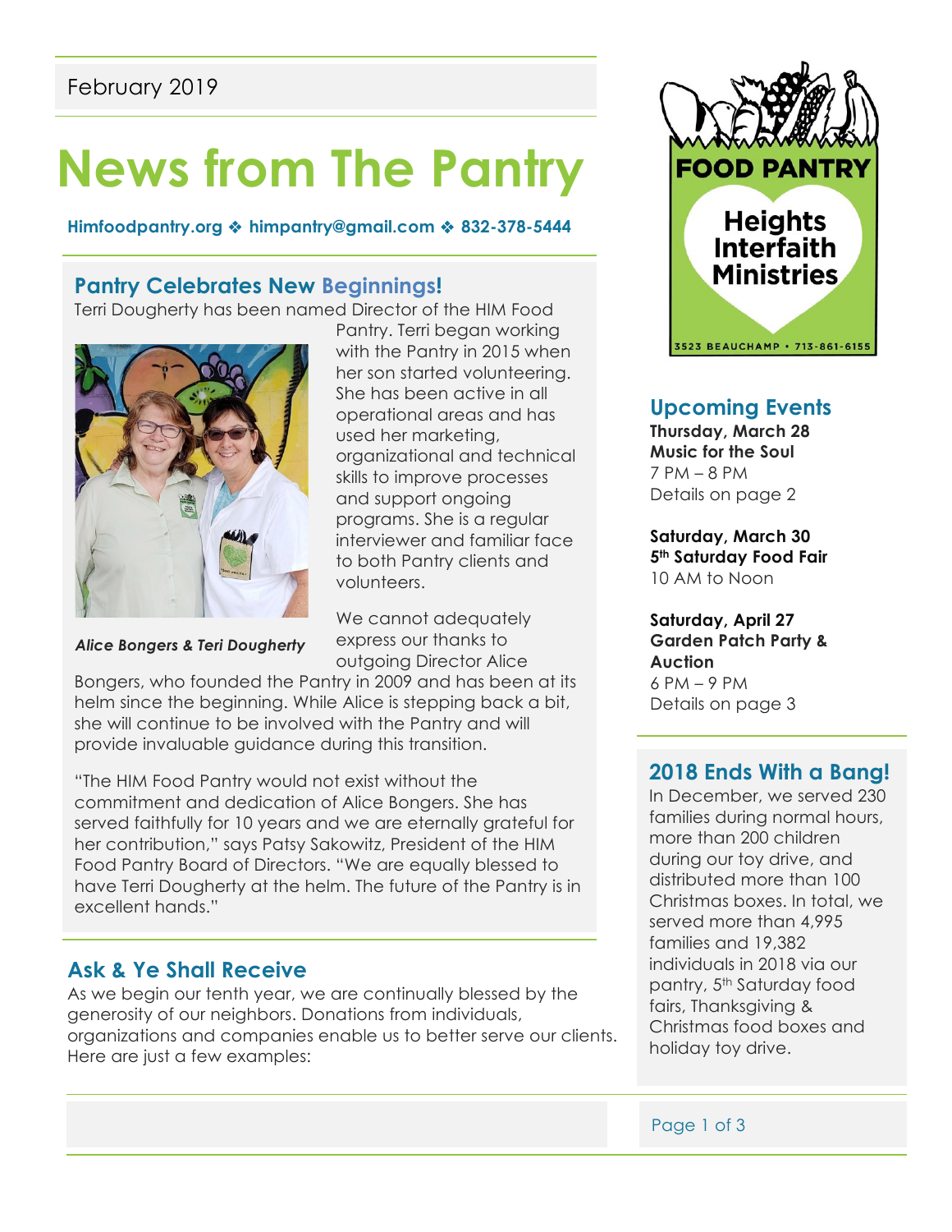February 2019

# News from The Pantry

**Himfoodpantry.org ❖ himpantry@gmail.com ❖ 832-378-5444**

FOOD PANTRY

Heights Interfaith Ministries

3523 BEAUCHAMP • 713-861-6155

## Pantry Celebrates New Beginnings!

Terri Dougherty has been named Director of the HIM Food Pantry. Terri began working with the Pantry in 2015 when her son started volunteering. She has been active in all operational areas and has used her marketing, organizational and technical skills to improve processes and support ongoing programs. She is a regular interviewer and familiar face to both Pantry clients and volunteers.

***Alice Bongers & Teri Dougherty***

We cannot adequately express our thanks to outgoing Director Alice Bongers, who founded the Pantry in 2009 and has been at its helm since the beginning. While Alice is stepping back a bit, she will continue to be involved with the Pantry and will provide invaluable guidance during this transition.

"The HIM Food Pantry would not exist without the commitment and dedication of Alice Bongers. She has served faithfully for 10 years and we are eternally grateful for her contribution," says Patsy Sakowitz, President of the HIM Food Pantry Board of Directors. "We are equally blessed to have Terri Dougherty at the helm. The future of the Pantry is in excellent hands."

## Ask & Ye Shall Receive

As we begin our tenth year, we are continually blessed by the generosity of our neighbors. Donations from individuals, organizations and companies enable us to better serve our clients. Here are just a few examples:

## Upcoming Events

**Thursday, March 28**
**Music for the Soul**
7 PM – 8 PM
Details on page 2

**Saturday, March 30**
**5th Saturday Food Fair**
10 AM to Noon

**Saturday, April 27**
**Garden Patch Party & Auction**
6 PM – 9 PM
Details on page 3

## 2018 Ends With a Bang!

In December, we served 230 families during normal hours, more than 200 children during our toy drive, and distributed more than 100 Christmas boxes. In total, we served more than 4,995 families and 19,382 individuals in 2018 via our pantry, 5th Saturday food fairs, Thanksgiving & Christmas food boxes and holiday toy drive.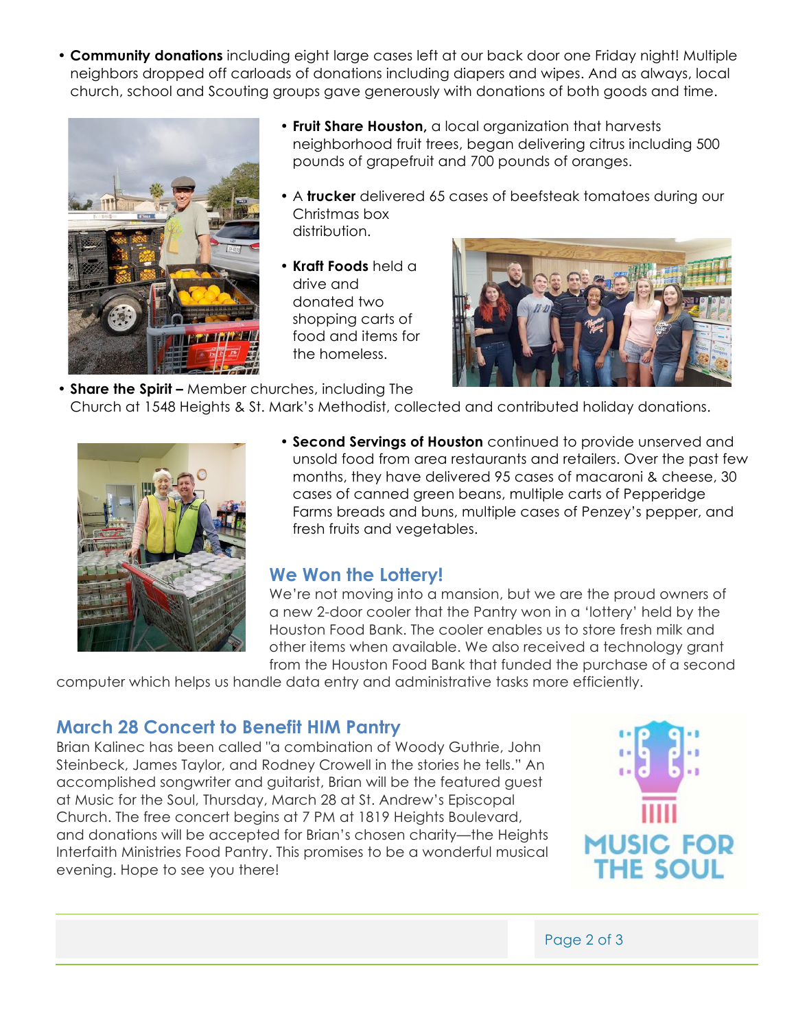- **Community donations** including eight large cases left at our back door one Friday night! Multiple neighbors dropped off carloads of donations including diapers and wipes. And as always, local church, school and Scouting groups gave generously with donations of both goods and time.

- **Fruit Share Houston,** a local organization that harvests neighborhood fruit trees, began delivering citrus including 500 pounds of grapefruit and 700 pounds of oranges.

- A **trucker** delivered 65 cases of beefsteak tomatoes during our Christmas box distribution.

- **Kraft Foods** held a drive and donated two shopping carts of food and items for the homeless.

- **Share the Spirit –** Member churches, including The Church at 1548 Heights & St. Mark's Methodist, collected and contributed holiday donations.

- **Second Servings of Houston** continued to provide unserved and unsold food from area restaurants and retailers. Over the past few months, they have delivered 95 cases of macaroni & cheese, 30 cases of canned green beans, multiple carts of Pepperidge Farms breads and buns, multiple cases of Penzey's pepper, and fresh fruits and vegetables.

## We Won the Lottery!

We're not moving into a mansion, but we are the proud owners of a new 2-door cooler that the Pantry won in a 'lottery' held by the Houston Food Bank. The cooler enables us to store fresh milk and other items when available. We also received a technology grant from the Houston Food Bank that funded the purchase of a second computer which helps us handle data entry and administrative tasks more efficiently.

## March 28 Concert to Benefit HIM Pantry

Brian Kalinec has been called "a combination of Woody Guthrie, John Steinbeck, James Taylor, and Rodney Crowell in the stories he tells." An accomplished songwriter and guitarist, Brian will be the featured guest at Music for the Soul, Thursday, March 28 at St. Andrew's Episcopal Church. The free concert begins at 7 PM at 1819 Heights Boulevard, and donations will be accepted for Brian's chosen charity—the Heights Interfaith Ministries Food Pantry. This promises to be a wonderful musical evening. Hope to see you there!

MUSIC FOR THE SOUL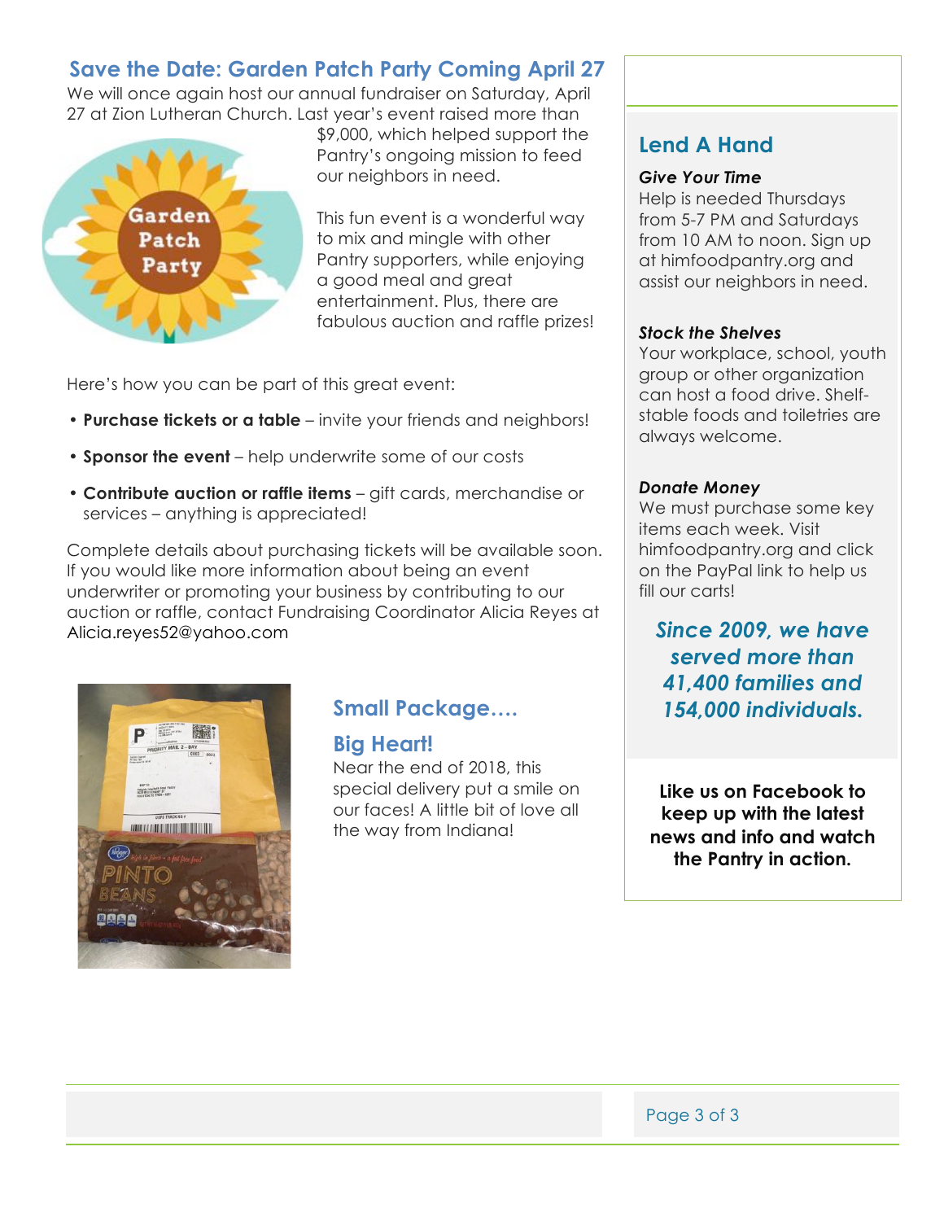## Save the Date: Garden Patch Party Coming April 27

We will once again host our annual fundraiser on Saturday, April 27 at Zion Lutheran Church. Last year's event raised more than $9,000, which helped support the Pantry's ongoing mission to feed our neighbors in need.

This fun event is a wonderful way to mix and mingle with other Pantry supporters, while enjoying a good meal and great entertainment. Plus, there are fabulous auction and raffle prizes!

Here's how you can be part of this great event:

- **Purchase tickets or a table** – invite your friends and neighbors!
- **Sponsor the event** – help underwrite some of our costs
- **Contribute auction or raffle items** – gift cards, merchandise or services – anything is appreciated!

Complete details about purchasing tickets will be available soon. If you would like more information about being an event underwriter or promoting your business by contributing to our auction or raffle, contact Fundraising Coordinator Alicia Reyes at Alicia.reyes52@yahoo.com

## Small Package....

## Big Heart!

Near the end of 2018, this special delivery put a smile on our faces! A little bit of love all the way from Indiana!

## Lend A Hand

***Give Your Time***

Help is needed Thursdays from 5-7 PM and Saturdays from 10 AM to noon. Sign up at himfoodpantry.org and assist our neighbors in need.

***Stock the Shelves***

Your workplace, school, youth group or other organization can host a food drive. Shelf-stable foods and toiletries are always welcome.

***Donate Money***

We must purchase some key items each week. Visit himfoodpantry.org and click on the PayPal link to help us fill our carts!

***Since 2009, we have served more than 41,400 families and 154,000 individuals.***

**Like us on Facebook to keep up with the latest news and info and watch the Pantry in action.**